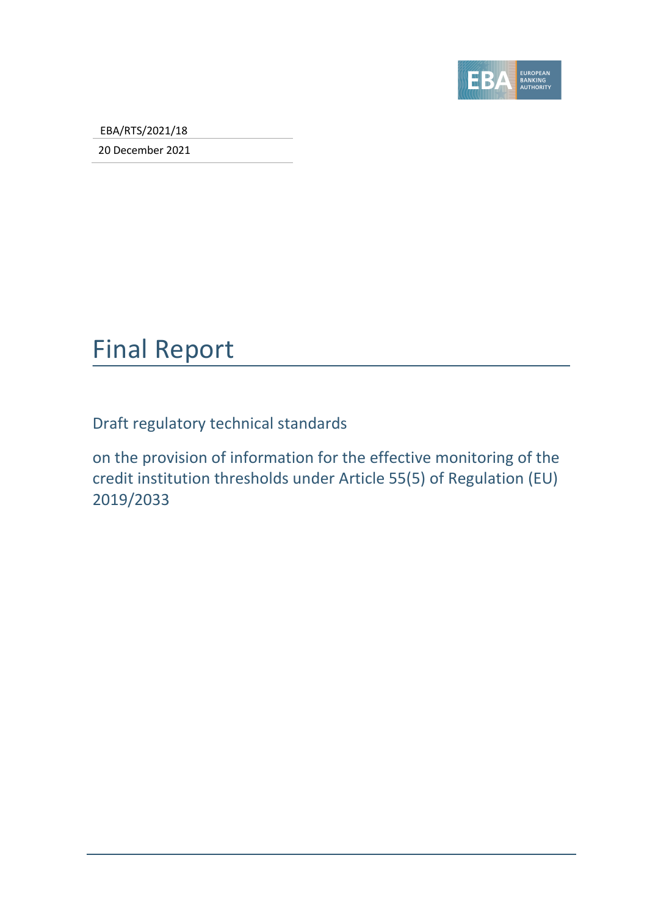EBA/RTS/2021/18

20 December 2021

# Final Report

## Draft regulatory technical standards

## on the provision of information for the effective monitoring of the credit institution thresholds under Article 55(5) of Regulation (EU) 2019/2033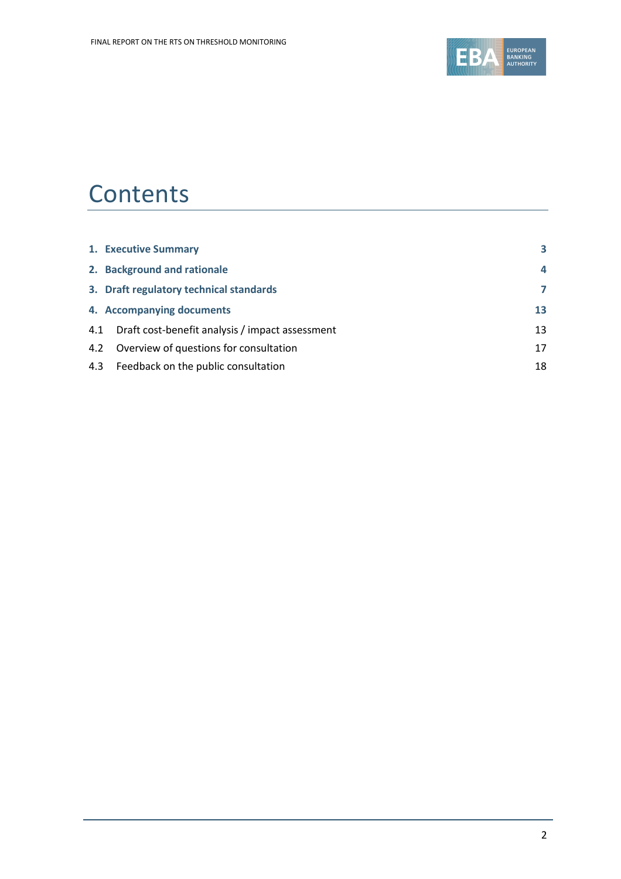# Contents

| | |
|---|---|
| **1. Executive Summary** | **3** |
| **2. Background and rationale** | **4** |
| **3. Draft regulatory technical standards** | **7** |
| **4. Accompanying documents** | **13** |
| 4.1 Draft cost-benefit analysis / impact assessment | 13 |
| 4.2 Overview of questions for consultation | 17 |
| 4.3 Feedback on the public consultation | 18 |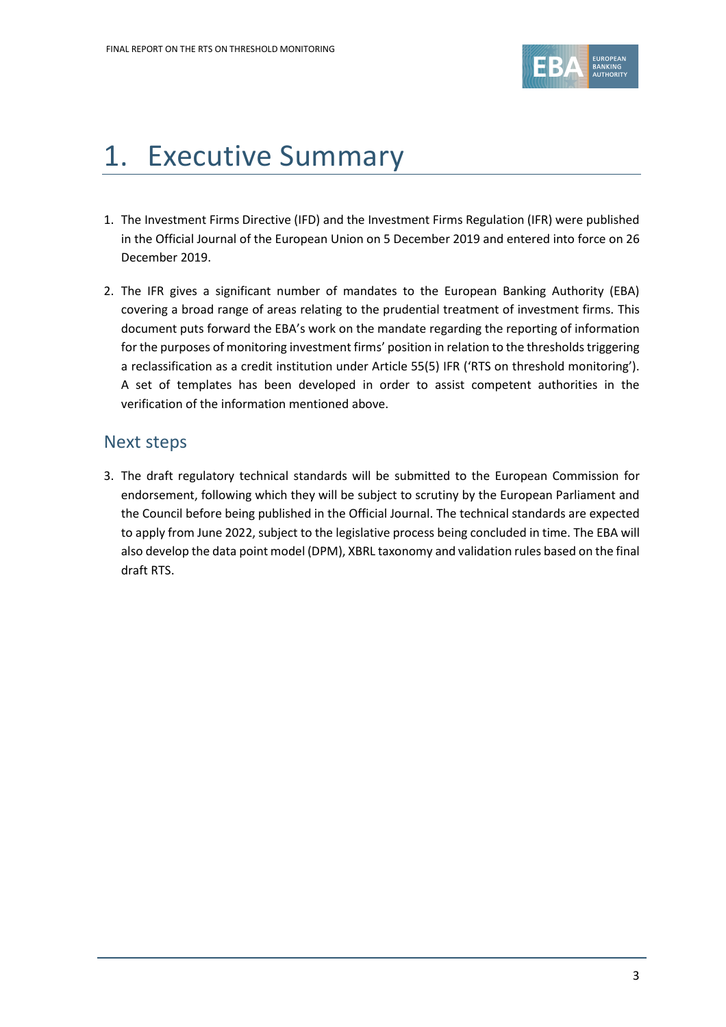# 1. Executive Summary

1. The Investment Firms Directive (IFD) and the Investment Firms Regulation (IFR) were published in the Official Journal of the European Union on 5 December 2019 and entered into force on 26 December 2019.

2. The IFR gives a significant number of mandates to the European Banking Authority (EBA) covering a broad range of areas relating to the prudential treatment of investment firms. This document puts forward the EBA's work on the mandate regarding the reporting of information for the purposes of monitoring investment firms' position in relation to the thresholds triggering a reclassification as a credit institution under Article 55(5) IFR ('RTS on threshold monitoring'). A set of templates has been developed in order to assist competent authorities in the verification of the information mentioned above.

## Next steps

3. The draft regulatory technical standards will be submitted to the European Commission for endorsement, following which they will be subject to scrutiny by the European Parliament and the Council before being published in the Official Journal. The technical standards are expected to apply from June 2022, subject to the legislative process being concluded in time. The EBA will also develop the data point model (DPM), XBRL taxonomy and validation rules based on the final draft RTS.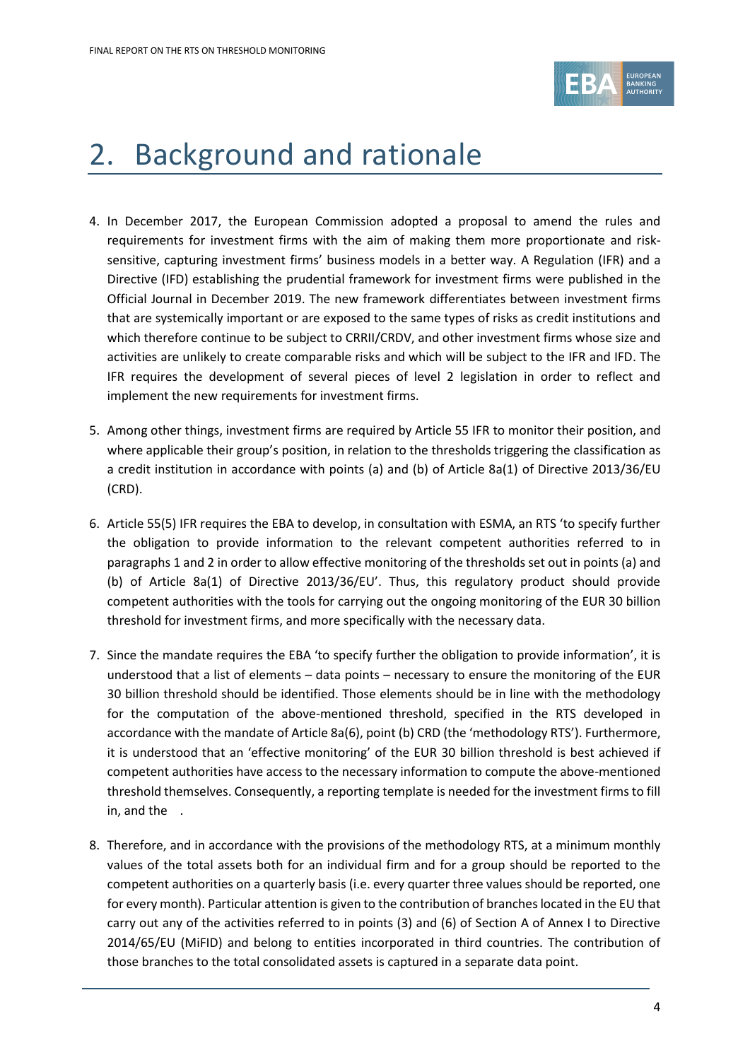# 2. Background and rationale

4. In December 2017, the European Commission adopted a proposal to amend the rules and requirements for investment firms with the aim of making them more proportionate and risk-sensitive, capturing investment firms' business models in a better way. A Regulation (IFR) and a Directive (IFD) establishing the prudential framework for investment firms were published in the Official Journal in December 2019. The new framework differentiates between investment firms that are systemically important or are exposed to the same types of risks as credit institutions and which therefore continue to be subject to CRRII/CRDV, and other investment firms whose size and activities are unlikely to create comparable risks and which will be subject to the IFR and IFD. The IFR requires the development of several pieces of level 2 legislation in order to reflect and implement the new requirements for investment firms.

5. Among other things, investment firms are required by Article 55 IFR to monitor their position, and where applicable their group's position, in relation to the thresholds triggering the classification as a credit institution in accordance with points (a) and (b) of Article 8a(1) of Directive 2013/36/EU (CRD).

6. Article 55(5) IFR requires the EBA to develop, in consultation with ESMA, an RTS 'to specify further the obligation to provide information to the relevant competent authorities referred to in paragraphs 1 and 2 in order to allow effective monitoring of the thresholds set out in points (a) and (b) of Article 8a(1) of Directive 2013/36/EU'. Thus, this regulatory product should provide competent authorities with the tools for carrying out the ongoing monitoring of the EUR 30 billion threshold for investment firms, and more specifically with the necessary data.

7. Since the mandate requires the EBA 'to specify further the obligation to provide information', it is understood that a list of elements – data points – necessary to ensure the monitoring of the EUR 30 billion threshold should be identified. Those elements should be in line with the methodology for the computation of the above-mentioned threshold, specified in the RTS developed in accordance with the mandate of Article 8a(6), point (b) CRD (the 'methodology RTS'). Furthermore, it is understood that an 'effective monitoring' of the EUR 30 billion threshold is best achieved if competent authorities have access to the necessary information to compute the above-mentioned threshold themselves. Consequently, a reporting template is needed for the investment firms to fill in, and the .

8. Therefore, and in accordance with the provisions of the methodology RTS, at a minimum monthly values of the total assets both for an individual firm and for a group should be reported to the competent authorities on a quarterly basis (i.e. every quarter three values should be reported, one for every month). Particular attention is given to the contribution of branches located in the EU that carry out any of the activities referred to in points (3) and (6) of Section A of Annex I to Directive 2014/65/EU (MiFID) and belong to entities incorporated in third countries. The contribution of those branches to the total consolidated assets is captured in a separate data point.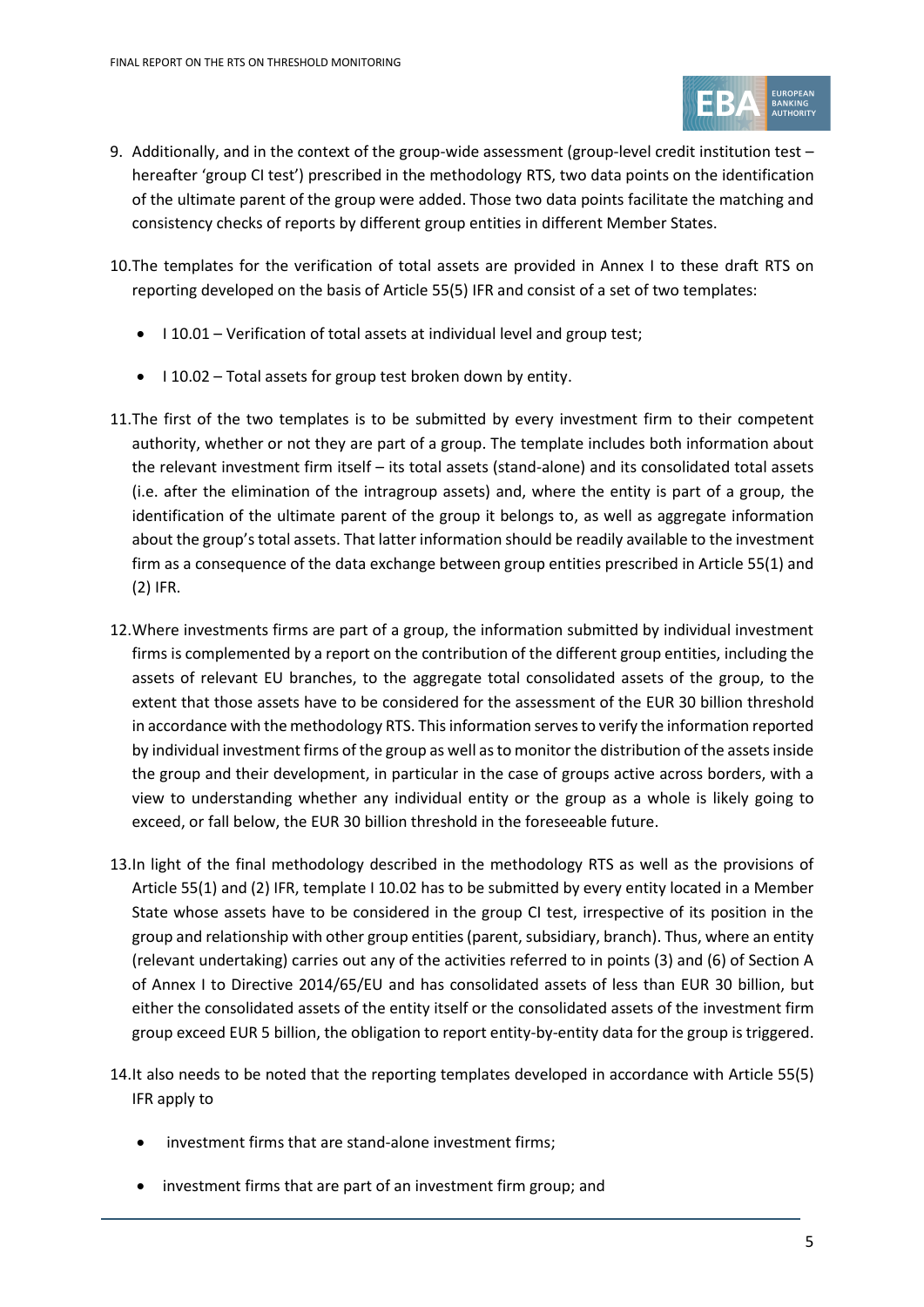9. Additionally, and in the context of the group-wide assessment (group-level credit institution test – hereafter 'group CI test') prescribed in the methodology RTS, two data points on the identification of the ultimate parent of the group were added. Those two data points facilitate the matching and consistency checks of reports by different group entities in different Member States.

10. The templates for the verification of total assets are provided in Annex I to these draft RTS on reporting developed on the basis of Article 55(5) IFR and consist of a set of two templates:

    - I 10.01 – Verification of total assets at individual level and group test;
    - I 10.02 – Total assets for group test broken down by entity.

11. The first of the two templates is to be submitted by every investment firm to their competent authority, whether or not they are part of a group. The template includes both information about the relevant investment firm itself – its total assets (stand-alone) and its consolidated total assets (i.e. after the elimination of the intragroup assets) and, where the entity is part of a group, the identification of the ultimate parent of the group it belongs to, as well as aggregate information about the group's total assets. That latter information should be readily available to the investment firm as a consequence of the data exchange between group entities prescribed in Article 55(1) and (2) IFR.

12. Where investments firms are part of a group, the information submitted by individual investment firms is complemented by a report on the contribution of the different group entities, including the assets of relevant EU branches, to the aggregate total consolidated assets of the group, to the extent that those assets have to be considered for the assessment of the EUR 30 billion threshold in accordance with the methodology RTS. This information serves to verify the information reported by individual investment firms of the group as well as to monitor the distribution of the assets inside the group and their development, in particular in the case of groups active across borders, with a view to understanding whether any individual entity or the group as a whole is likely going to exceed, or fall below, the EUR 30 billion threshold in the foreseeable future.

13. In light of the final methodology described in the methodology RTS as well as the provisions of Article 55(1) and (2) IFR, template I 10.02 has to be submitted by every entity located in a Member State whose assets have to be considered in the group CI test, irrespective of its position in the group and relationship with other group entities (parent, subsidiary, branch). Thus, where an entity (relevant undertaking) carries out any of the activities referred to in points (3) and (6) of Section A of Annex I to Directive 2014/65/EU and has consolidated assets of less than EUR 30 billion, but either the consolidated assets of the entity itself or the consolidated assets of the investment firm group exceed EUR 5 billion, the obligation to report entity-by-entity data for the group is triggered.

14. It also needs to be noted that the reporting templates developed in accordance with Article 55(5) IFR apply to

    - investment firms that are stand-alone investment firms;
    - investment firms that are part of an investment firm group; and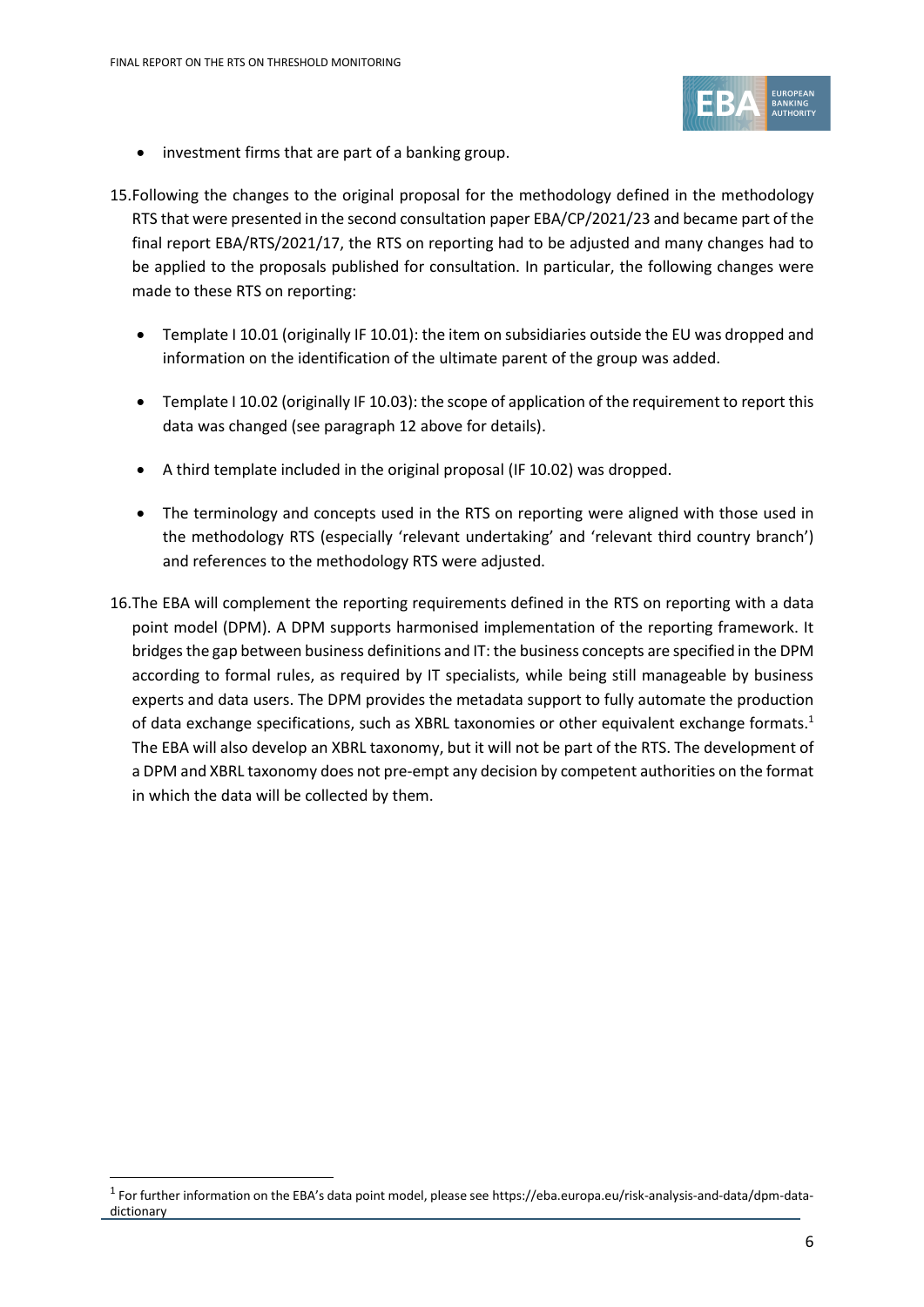- investment firms that are part of a banking group.

15. Following the changes to the original proposal for the methodology defined in the methodology RTS that were presented in the second consultation paper EBA/CP/2021/23 and became part of the final report EBA/RTS/2021/17, the RTS on reporting had to be adjusted and many changes had to be applied to the proposals published for consultation. In particular, the following changes were made to these RTS on reporting:

    - Template I 10.01 (originally IF 10.01): the item on subsidiaries outside the EU was dropped and information on the identification of the ultimate parent of the group was added.
    - Template I 10.02 (originally IF 10.03): the scope of application of the requirement to report this data was changed (see paragraph 12 above for details).
    - A third template included in the original proposal (IF 10.02) was dropped.
    - The terminology and concepts used in the RTS on reporting were aligned with those used in the methodology RTS (especially 'relevant undertaking' and 'relevant third country branch') and references to the methodology RTS were adjusted.

16. The EBA will complement the reporting requirements defined in the RTS on reporting with a data point model (DPM). A DPM supports harmonised implementation of the reporting framework. It bridges the gap between business definitions and IT: the business concepts are specified in the DPM according to formal rules, as required by IT specialists, while being still manageable by business experts and data users. The DPM provides the metadata support to fully automate the production of data exchange specifications, such as XBRL taxonomies or other equivalent exchange formats.[1] The EBA will also develop an XBRL taxonomy, but it will not be part of the RTS. The development of a DPM and XBRL taxonomy does not pre-empt any decision by competent authorities on the format in which the data will be collected by them.

[1] For further information on the EBA's data point model, please see https://eba.europa.eu/risk-analysis-and-data/dpm-data-dictionary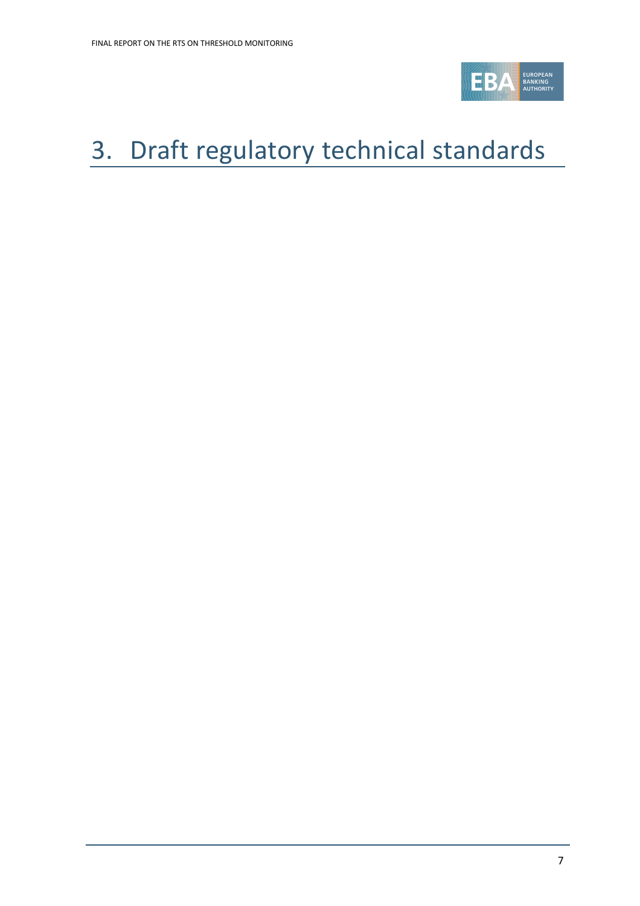# 3. Draft regulatory technical standards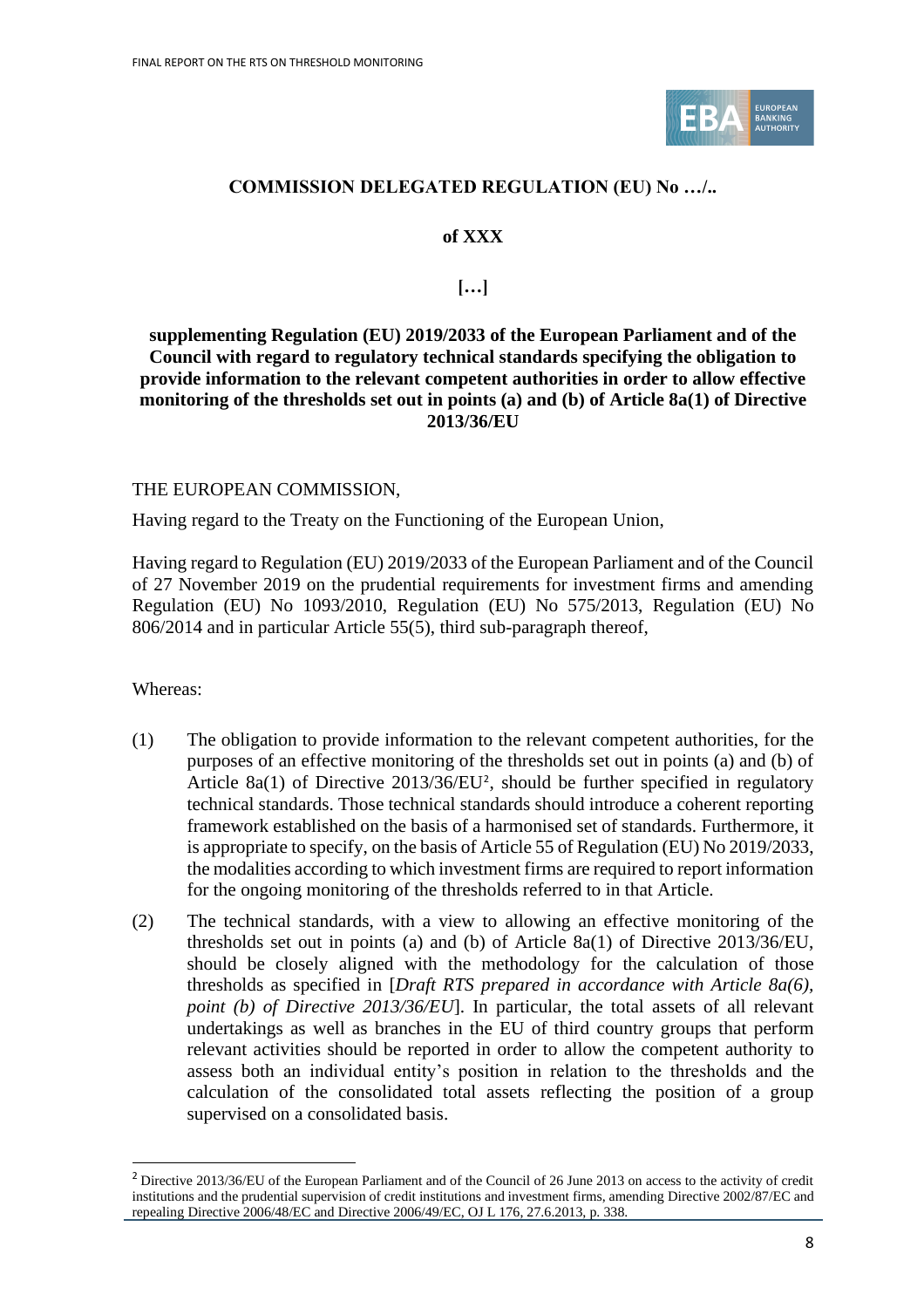**COMMISSION DELEGATED REGULATION (EU) No …/..**

**of XXX**

**[…]**

**supplementing Regulation (EU) 2019/2033 of the European Parliament and of the Council with regard to regulatory technical standards specifying the obligation to provide information to the relevant competent authorities in order to allow effective monitoring of the thresholds set out in points (a) and (b) of Article 8a(1) of Directive 2013/36/EU**

THE EUROPEAN COMMISSION,

Having regard to the Treaty on the Functioning of the European Union,

Having regard to Regulation (EU) 2019/2033 of the European Parliament and of the Council of 27 November 2019 on the prudential requirements for investment firms and amending Regulation (EU) No 1093/2010, Regulation (EU) No 575/2013, Regulation (EU) No 806/2014 and in particular Article 55(5), third sub-paragraph thereof,

Whereas:

(1) The obligation to provide information to the relevant competent authorities, for the purposes of an effective monitoring of the thresholds set out in points (a) and (b) of Article 8a(1) of Directive 2013/36/EU[2], should be further specified in regulatory technical standards. Those technical standards should introduce a coherent reporting framework established on the basis of a harmonised set of standards. Furthermore, it is appropriate to specify, on the basis of Article 55 of Regulation (EU) No 2019/2033, the modalities according to which investment firms are required to report information for the ongoing monitoring of the thresholds referred to in that Article.

(2) The technical standards, with a view to allowing an effective monitoring of the thresholds set out in points (a) and (b) of Article 8a(1) of Directive 2013/36/EU, should be closely aligned with the methodology for the calculation of those thresholds as specified in [*Draft RTS prepared in accordance with Article 8a(6), point (b) of Directive 2013/36/EU*]. In particular, the total assets of all relevant undertakings as well as branches in the EU of third country groups that perform relevant activities should be reported in order to allow the competent authority to assess both an individual entity's position in relation to the thresholds and the calculation of the consolidated total assets reflecting the position of a group supervised on a consolidated basis.

[2] Directive 2013/36/EU of the European Parliament and of the Council of 26 June 2013 on access to the activity of credit institutions and the prudential supervision of credit institutions and investment firms, amending Directive 2002/87/EC and repealing Directive 2006/48/EC and Directive 2006/49/EC, OJ L 176, 27.6.2013, p. 338.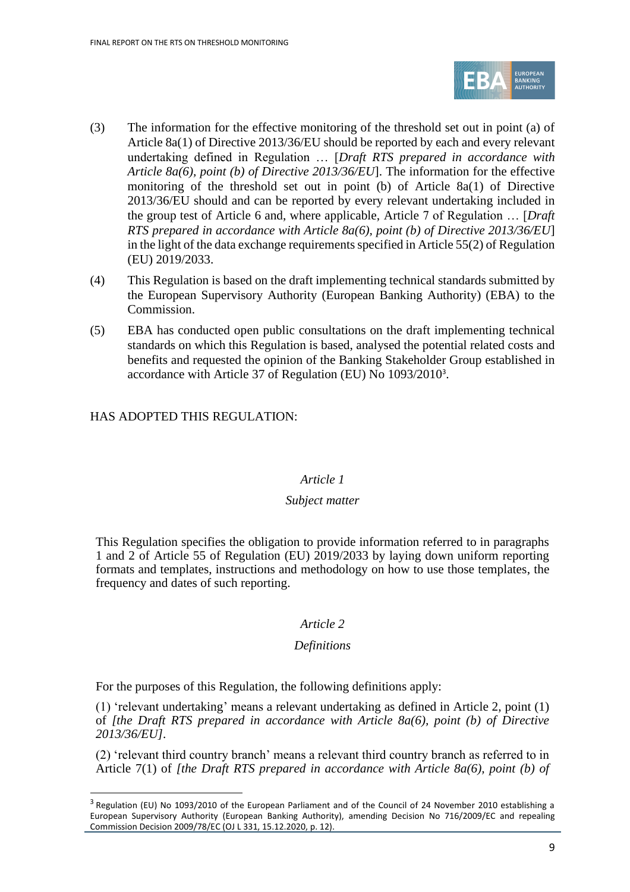(3) The information for the effective monitoring of the threshold set out in point (a) of Article 8a(1) of Directive 2013/36/EU should be reported by each and every relevant undertaking defined in Regulation … [*Draft RTS prepared in accordance with Article 8a(6), point (b) of Directive 2013/36/EU*]. The information for the effective monitoring of the threshold set out in point (b) of Article 8a(1) of Directive 2013/36/EU should and can be reported by every relevant undertaking included in the group test of Article 6 and, where applicable, Article 7 of Regulation … [*Draft RTS prepared in accordance with Article 8a(6), point (b) of Directive 2013/36/EU*] in the light of the data exchange requirements specified in Article 55(2) of Regulation (EU) 2019/2033.

(4) This Regulation is based on the draft implementing technical standards submitted by the European Supervisory Authority (European Banking Authority) (EBA) to the Commission.

(5) EBA has conducted open public consultations on the draft implementing technical standards on which this Regulation is based, analysed the potential related costs and benefits and requested the opinion of the Banking Stakeholder Group established in accordance with Article 37 of Regulation (EU) No 1093/2010[3].

HAS ADOPTED THIS REGULATION:

*Article 1*

*Subject matter*

This Regulation specifies the obligation to provide information referred to in paragraphs 1 and 2 of Article 55 of Regulation (EU) 2019/2033 by laying down uniform reporting formats and templates, instructions and methodology on how to use those templates, the frequency and dates of such reporting.

*Article 2*

*Definitions*

For the purposes of this Regulation, the following definitions apply:

(1) 'relevant undertaking' means a relevant undertaking as defined in Article 2, point (1) of *[the Draft RTS prepared in accordance with Article 8a(6), point (b) of Directive 2013/36/EU]*.

(2) 'relevant third country branch' means a relevant third country branch as referred to in Article 7(1) of *[the Draft RTS prepared in accordance with Article 8a(6), point (b) of*

[3] Regulation (EU) No 1093/2010 of the European Parliament and of the Council of 24 November 2010 establishing a European Supervisory Authority (European Banking Authority), amending Decision No 716/2009/EC and repealing Commission Decision 2009/78/EC (OJ L 331, 15.12.2020, p. 12).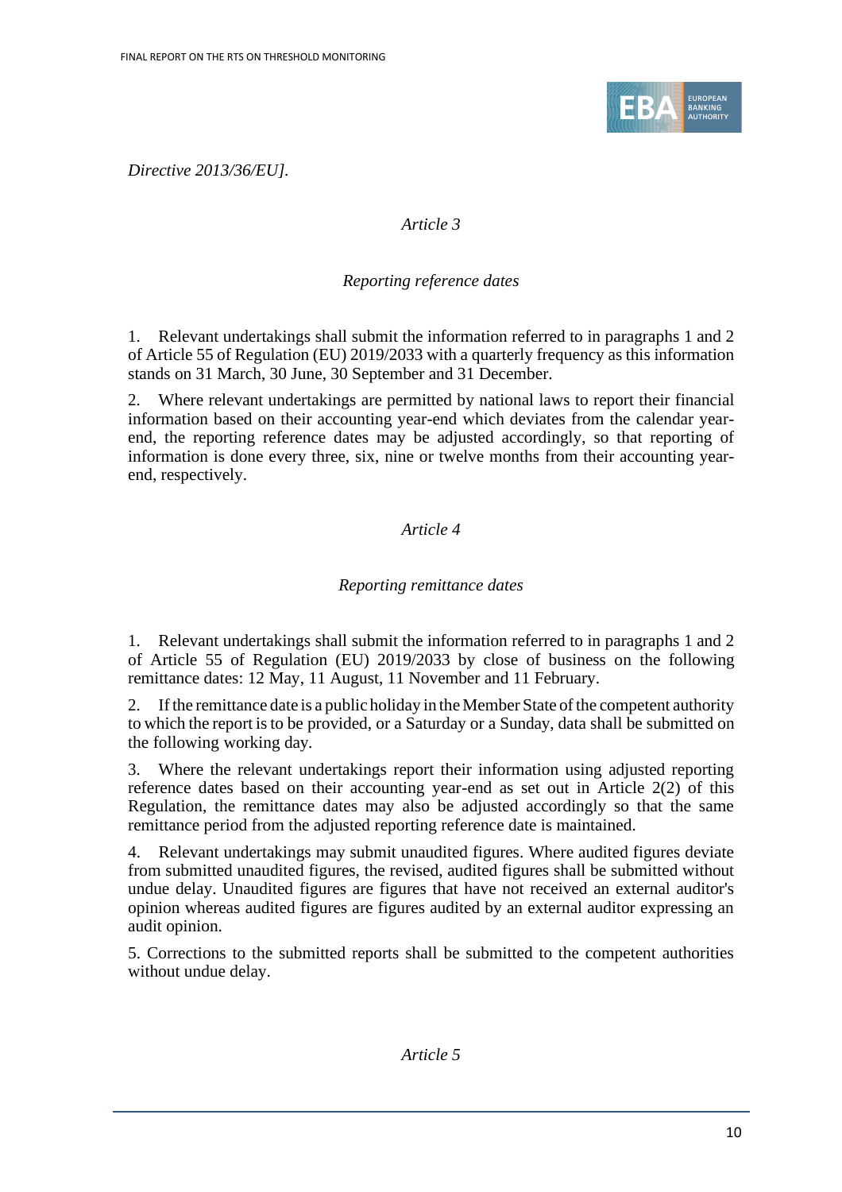*Directive 2013/36/EU].*

*Article 3*

*Reporting reference dates*

1. Relevant undertakings shall submit the information referred to in paragraphs 1 and 2 of Article 55 of Regulation (EU) 2019/2033 with a quarterly frequency as this information stands on 31 March, 30 June, 30 September and 31 December.

2. Where relevant undertakings are permitted by national laws to report their financial information based on their accounting year-end which deviates from the calendar year-end, the reporting reference dates may be adjusted accordingly, so that reporting of information is done every three, six, nine or twelve months from their accounting year-end, respectively.

*Article 4*

*Reporting remittance dates*

1. Relevant undertakings shall submit the information referred to in paragraphs 1 and 2 of Article 55 of Regulation (EU) 2019/2033 by close of business on the following remittance dates: 12 May, 11 August, 11 November and 11 February.

2. If the remittance date is a public holiday in the Member State of the competent authority to which the report is to be provided, or a Saturday or a Sunday, data shall be submitted on the following working day.

3. Where the relevant undertakings report their information using adjusted reporting reference dates based on their accounting year-end as set out in Article 2(2) of this Regulation, the remittance dates may also be adjusted accordingly so that the same remittance period from the adjusted reporting reference date is maintained.

4. Relevant undertakings may submit unaudited figures. Where audited figures deviate from submitted unaudited figures, the revised, audited figures shall be submitted without undue delay. Unaudited figures are figures that have not received an external auditor's opinion whereas audited figures are figures audited by an external auditor expressing an audit opinion.

5. Corrections to the submitted reports shall be submitted to the competent authorities without undue delay.

*Article 5*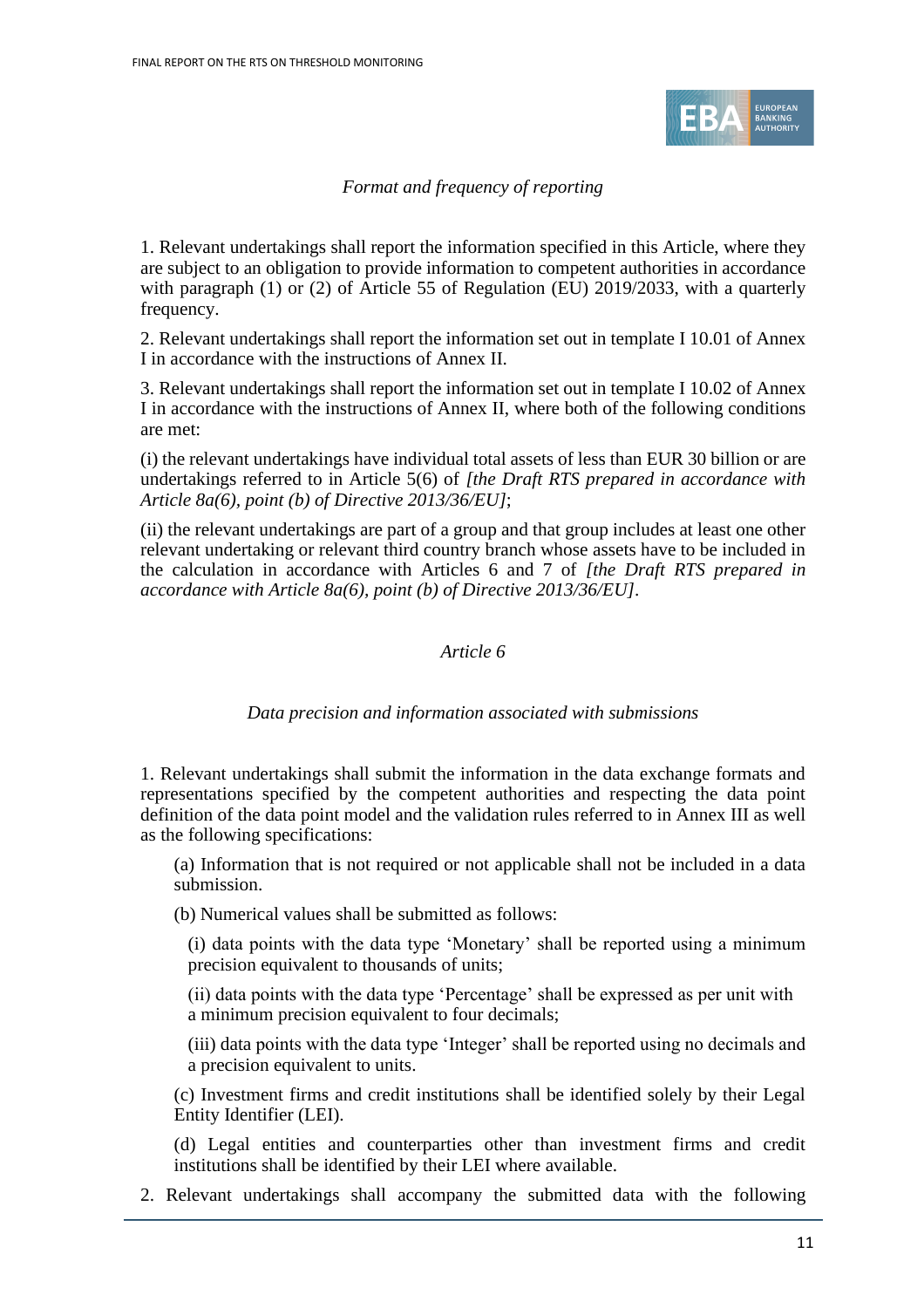*Format and frequency of reporting*

1. Relevant undertakings shall report the information specified in this Article, where they are subject to an obligation to provide information to competent authorities in accordance with paragraph (1) or (2) of Article 55 of Regulation (EU) 2019/2033, with a quarterly frequency.

2. Relevant undertakings shall report the information set out in template I 10.01 of Annex I in accordance with the instructions of Annex II.

3. Relevant undertakings shall report the information set out in template I 10.02 of Annex I in accordance with the instructions of Annex II, where both of the following conditions are met:

(i) the relevant undertakings have individual total assets of less than EUR 30 billion or are undertakings referred to in Article 5(6) of *[the Draft RTS prepared in accordance with Article 8a(6), point (b) of Directive 2013/36/EU]*;

(ii) the relevant undertakings are part of a group and that group includes at least one other relevant undertaking or relevant third country branch whose assets have to be included in the calculation in accordance with Articles 6 and 7 of *[the Draft RTS prepared in accordance with Article 8a(6), point (b) of Directive 2013/36/EU]*.

*Article 6*

*Data precision and information associated with submissions*

1. Relevant undertakings shall submit the information in the data exchange formats and representations specified by the competent authorities and respecting the data point definition of the data point model and the validation rules referred to in Annex III as well as the following specifications:

(a) Information that is not required or not applicable shall not be included in a data submission.

(b) Numerical values shall be submitted as follows:

(i) data points with the data type 'Monetary' shall be reported using a minimum precision equivalent to thousands of units;

(ii) data points with the data type 'Percentage' shall be expressed as per unit with a minimum precision equivalent to four decimals;

(iii) data points with the data type 'Integer' shall be reported using no decimals and a precision equivalent to units.

(c) Investment firms and credit institutions shall be identified solely by their Legal Entity Identifier (LEI).

(d) Legal entities and counterparties other than investment firms and credit institutions shall be identified by their LEI where available.

2. Relevant undertakings shall accompany the submitted data with the following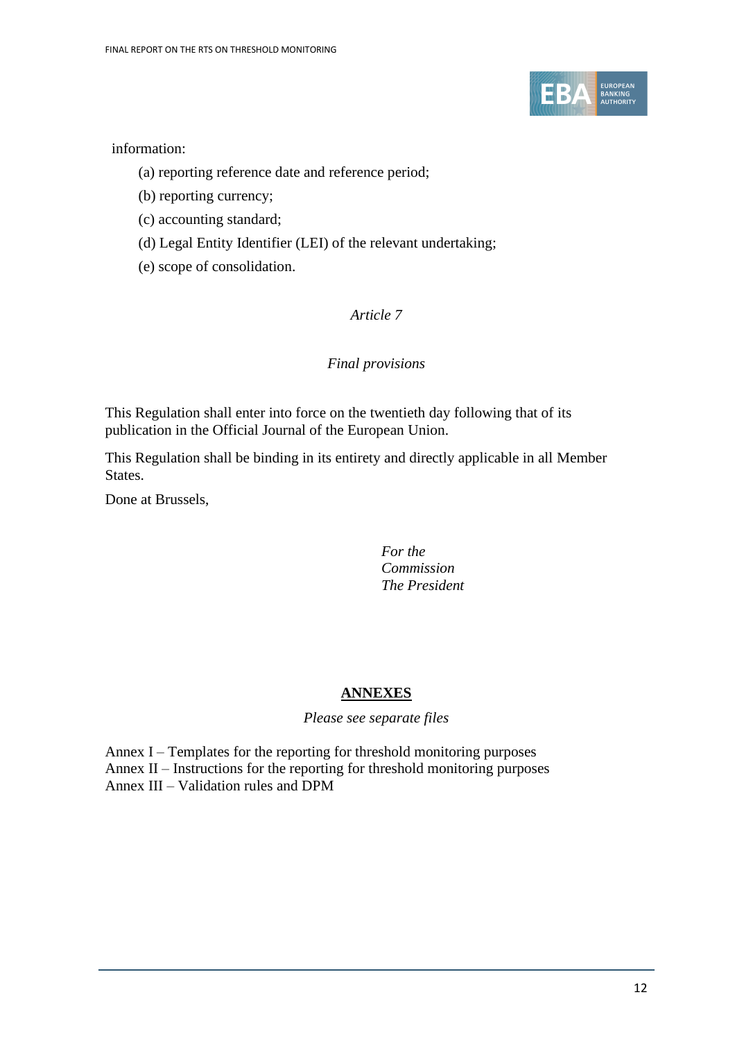information:

(a) reporting reference date and reference period;

(b) reporting currency;

(c) accounting standard;

(d) Legal Entity Identifier (LEI) of the relevant undertaking;

(e) scope of consolidation.

*Article 7*

*Final provisions*

This Regulation shall enter into force on the twentieth day following that of its publication in the Official Journal of the European Union.

This Regulation shall be binding in its entirety and directly applicable in all Member States.

Done at Brussels,

*For the Commission*
*The President*

**ANNEXES**

*Please see separate files*

Annex I – Templates for the reporting for threshold monitoring purposes
Annex II – Instructions for the reporting for threshold monitoring purposes
Annex III – Validation rules and DPM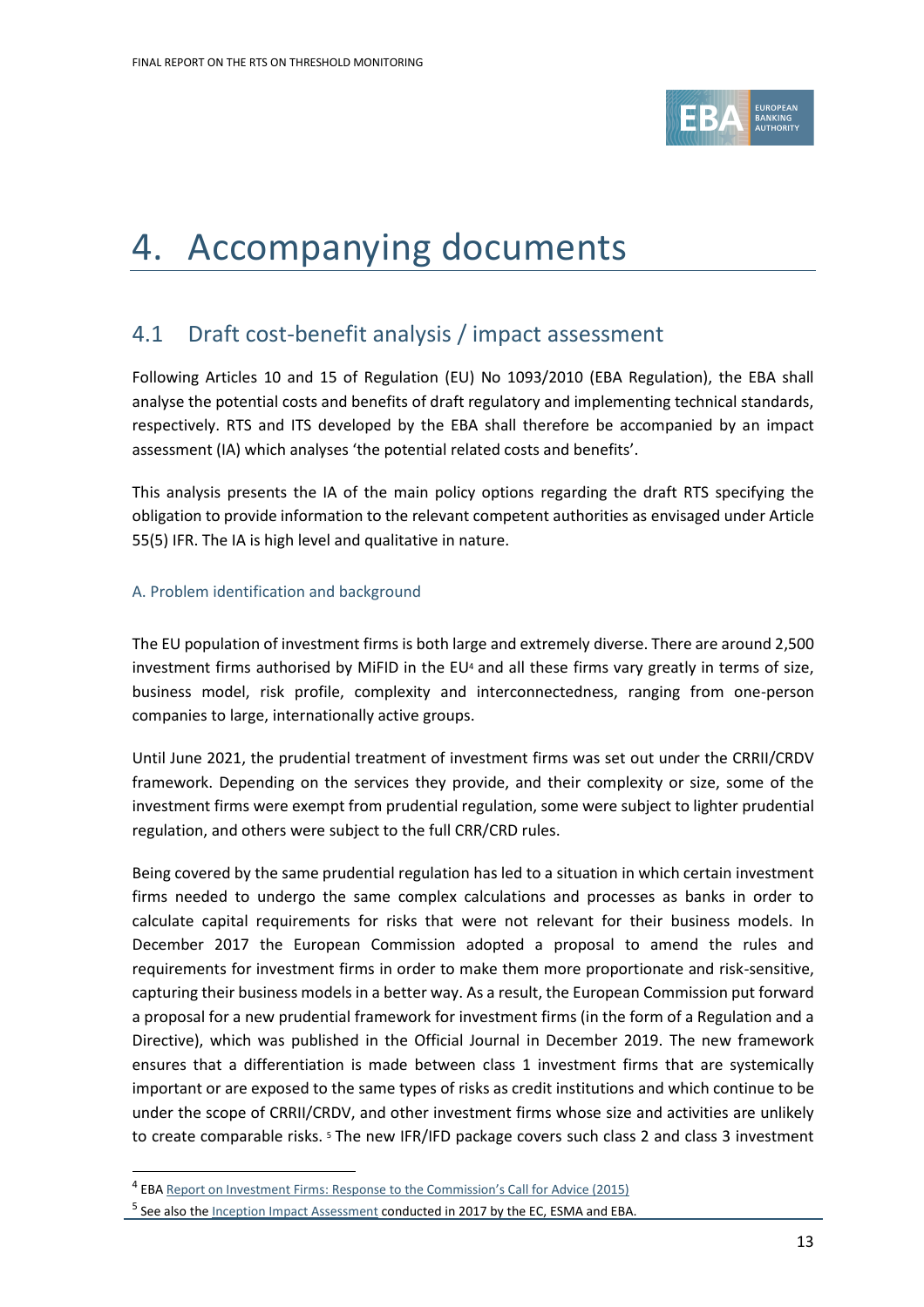# 4. Accompanying documents

## 4.1 Draft cost-benefit analysis / impact assessment

Following Articles 10 and 15 of Regulation (EU) No 1093/2010 (EBA Regulation), the EBA shall analyse the potential costs and benefits of draft regulatory and implementing technical standards, respectively. RTS and ITS developed by the EBA shall therefore be accompanied by an impact assessment (IA) which analyses 'the potential related costs and benefits'.

This analysis presents the IA of the main policy options regarding the draft RTS specifying the obligation to provide information to the relevant competent authorities as envisaged under Article 55(5) IFR. The IA is high level and qualitative in nature.

### A. Problem identification and background

The EU population of investment firms is both large and extremely diverse. There are around 2,500 investment firms authorised by MiFID in the EU[4] and all these firms vary greatly in terms of size, business model, risk profile, complexity and interconnectedness, ranging from one-person companies to large, internationally active groups.

Until June 2021, the prudential treatment of investment firms was set out under the CRRII/CRDV framework. Depending on the services they provide, and their complexity or size, some of the investment firms were exempt from prudential regulation, some were subject to lighter prudential regulation, and others were subject to the full CRR/CRD rules.

Being covered by the same prudential regulation has led to a situation in which certain investment firms needed to undergo the same complex calculations and processes as banks in order to calculate capital requirements for risks that were not relevant for their business models. In December 2017 the European Commission adopted a proposal to amend the rules and requirements for investment firms in order to make them more proportionate and risk-sensitive, capturing their business models in a better way. As a result, the European Commission put forward a proposal for a new prudential framework for investment firms (in the form of a Regulation and a Directive), which was published in the Official Journal in December 2019. The new framework ensures that a differentiation is made between class 1 investment firms that are systemically important or are exposed to the same types of risks as credit institutions and which continue to be under the scope of CRRII/CRDV, and other investment firms whose size and activities are unlikely to create comparable risks.[5] The new IFR/IFD package covers such class 2 and class 3 investment

---

[4] EBA Report on Investment Firms: Response to the Commission's Call for Advice (2015)

[5] See also the Inception Impact Assessment conducted in 2017 by the EC, ESMA and EBA.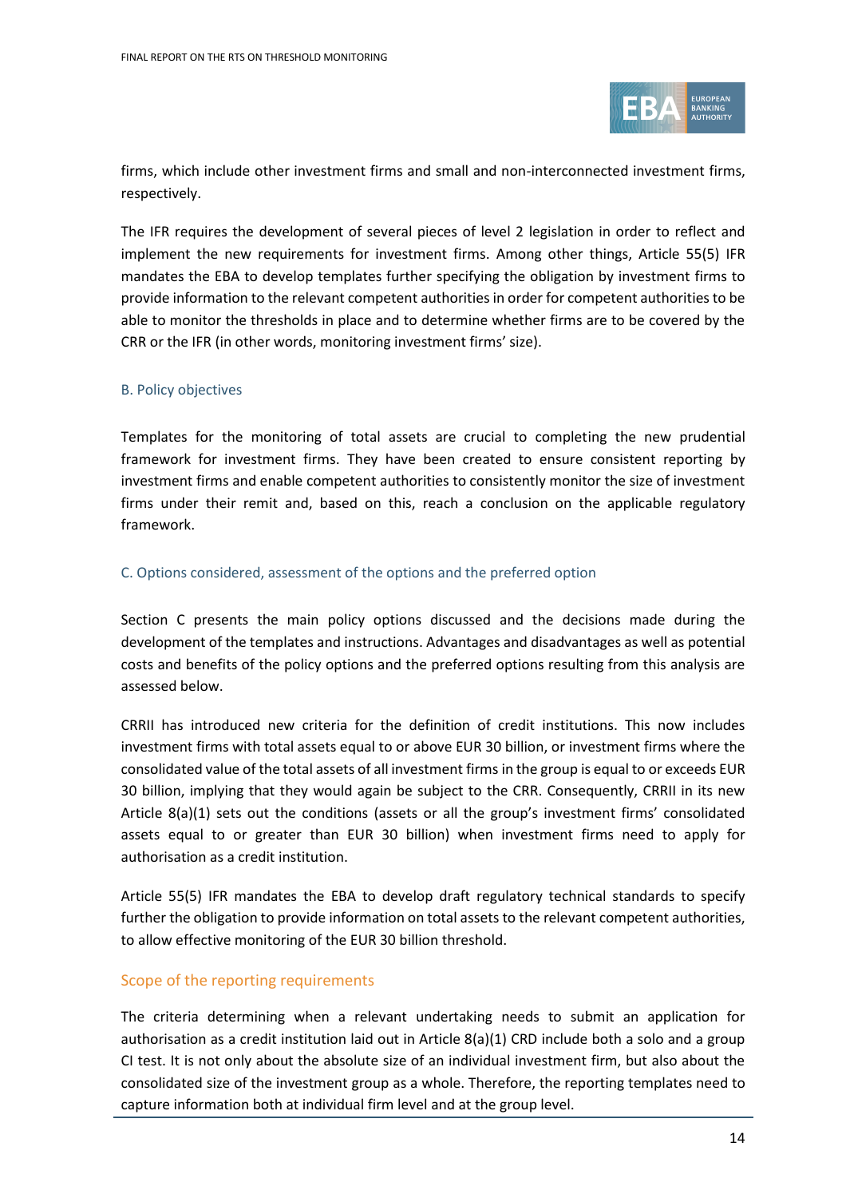firms, which include other investment firms and small and non-interconnected investment firms, respectively.

The IFR requires the development of several pieces of level 2 legislation in order to reflect and implement the new requirements for investment firms. Among other things, Article 55(5) IFR mandates the EBA to develop templates further specifying the obligation by investment firms to provide information to the relevant competent authorities in order for competent authorities to be able to monitor the thresholds in place and to determine whether firms are to be covered by the CRR or the IFR (in other words, monitoring investment firms' size).

### B. Policy objectives

Templates for the monitoring of total assets are crucial to completing the new prudential framework for investment firms. They have been created to ensure consistent reporting by investment firms and enable competent authorities to consistently monitor the size of investment firms under their remit and, based on this, reach a conclusion on the applicable regulatory framework.

### C. Options considered, assessment of the options and the preferred option

Section C presents the main policy options discussed and the decisions made during the development of the templates and instructions. Advantages and disadvantages as well as potential costs and benefits of the policy options and the preferred options resulting from this analysis are assessed below.

CRRII has introduced new criteria for the definition of credit institutions. This now includes investment firms with total assets equal to or above EUR 30 billion, or investment firms where the consolidated value of the total assets of all investment firms in the group is equal to or exceeds EUR 30 billion, implying that they would again be subject to the CRR. Consequently, CRRII in its new Article 8(a)(1) sets out the conditions (assets or all the group's investment firms' consolidated assets equal to or greater than EUR 30 billion) when investment firms need to apply for authorisation as a credit institution.

Article 55(5) IFR mandates the EBA to develop draft regulatory technical standards to specify further the obligation to provide information on total assets to the relevant competent authorities, to allow effective monitoring of the EUR 30 billion threshold.

#### Scope of the reporting requirements

The criteria determining when a relevant undertaking needs to submit an application for authorisation as a credit institution laid out in Article 8(a)(1) CRD include both a solo and a group CI test. It is not only about the absolute size of an individual investment firm, but also about the consolidated size of the investment group as a whole. Therefore, the reporting templates need to capture information both at individual firm level and at the group level.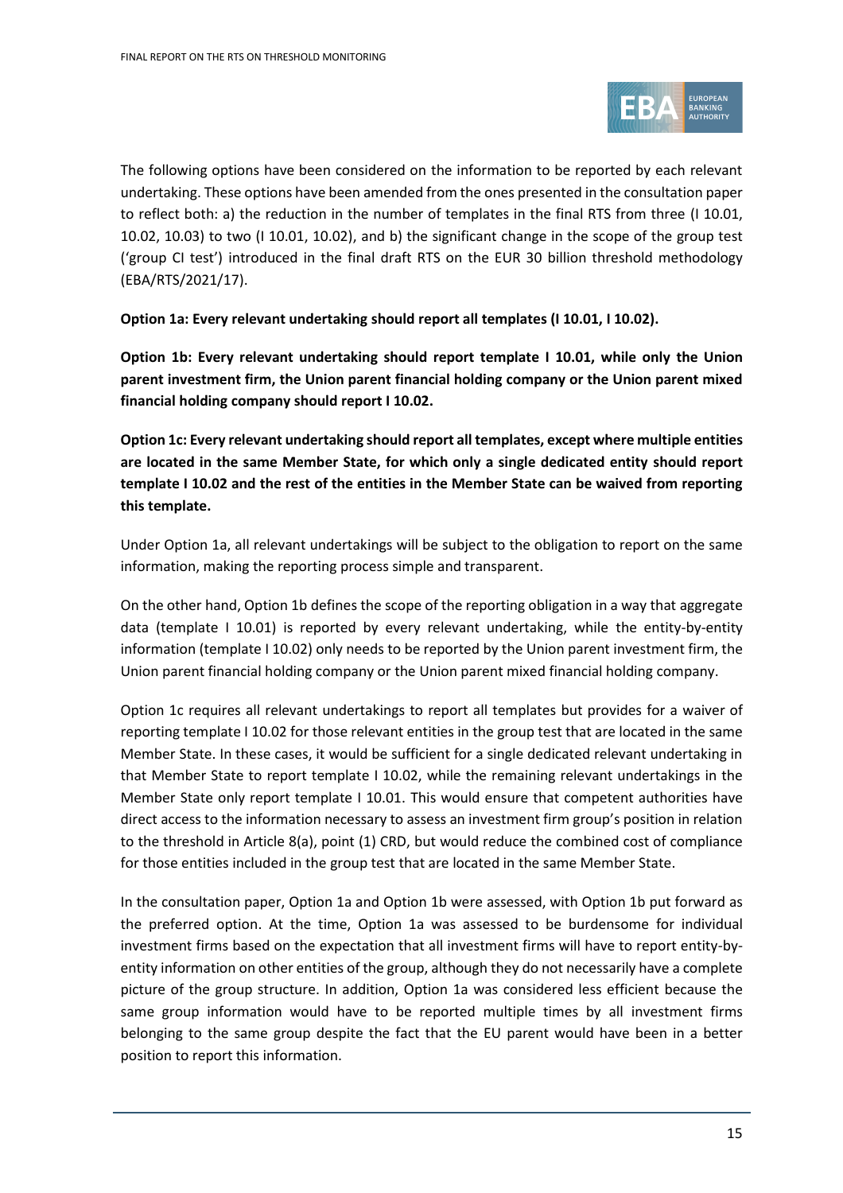The following options have been considered on the information to be reported by each relevant undertaking. These options have been amended from the ones presented in the consultation paper to reflect both: a) the reduction in the number of templates in the final RTS from three (I 10.01, 10.02, 10.03) to two (I 10.01, 10.02), and b) the significant change in the scope of the group test ('group CI test') introduced in the final draft RTS on the EUR 30 billion threshold methodology (EBA/RTS/2021/17).

**Option 1a: Every relevant undertaking should report all templates (I 10.01, I 10.02).**

**Option 1b: Every relevant undertaking should report template I 10.01, while only the Union parent investment firm, the Union parent financial holding company or the Union parent mixed financial holding company should report I 10.02.**

**Option 1c: Every relevant undertaking should report all templates, except where multiple entities are located in the same Member State, for which only a single dedicated entity should report template I 10.02 and the rest of the entities in the Member State can be waived from reporting this template.**

Under Option 1a, all relevant undertakings will be subject to the obligation to report on the same information, making the reporting process simple and transparent.

On the other hand, Option 1b defines the scope of the reporting obligation in a way that aggregate data (template I 10.01) is reported by every relevant undertaking, while the entity-by-entity information (template I 10.02) only needs to be reported by the Union parent investment firm, the Union parent financial holding company or the Union parent mixed financial holding company.

Option 1c requires all relevant undertakings to report all templates but provides for a waiver of reporting template I 10.02 for those relevant entities in the group test that are located in the same Member State. In these cases, it would be sufficient for a single dedicated relevant undertaking in that Member State to report template I 10.02, while the remaining relevant undertakings in the Member State only report template I 10.01. This would ensure that competent authorities have direct access to the information necessary to assess an investment firm group's position in relation to the threshold in Article 8(a), point (1) CRD, but would reduce the combined cost of compliance for those entities included in the group test that are located in the same Member State.

In the consultation paper, Option 1a and Option 1b were assessed, with Option 1b put forward as the preferred option. At the time, Option 1a was assessed to be burdensome for individual investment firms based on the expectation that all investment firms will have to report entity-by-entity information on other entities of the group, although they do not necessarily have a complete picture of the group structure. In addition, Option 1a was considered less efficient because the same group information would have to be reported multiple times by all investment firms belonging to the same group despite the fact that the EU parent would have been in a better position to report this information.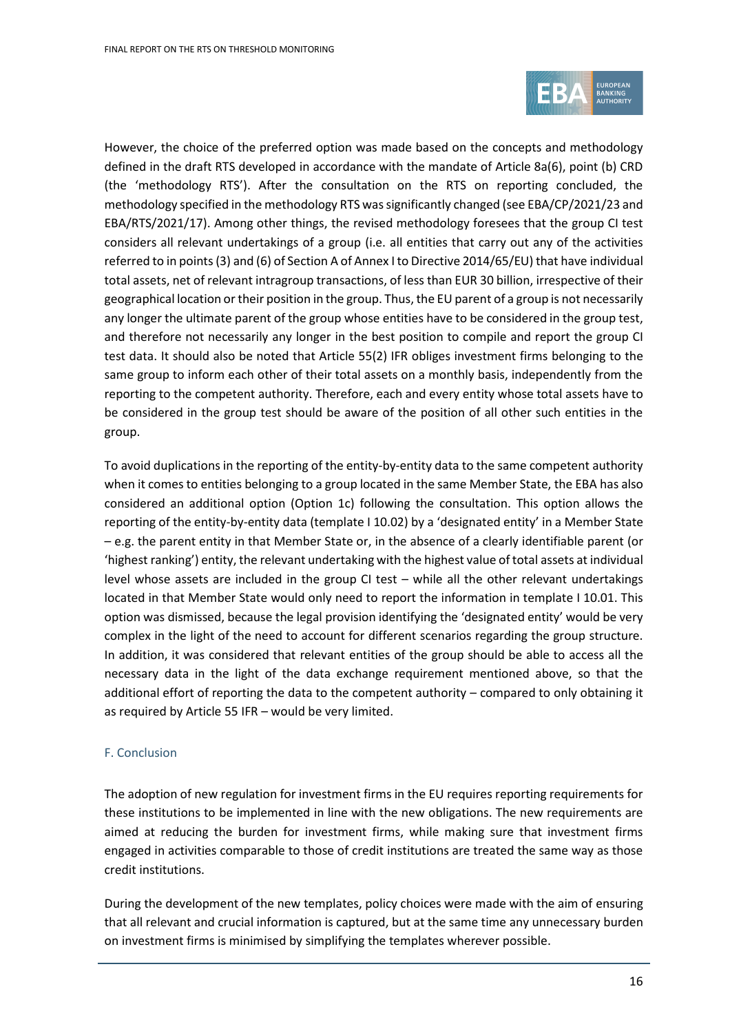However, the choice of the preferred option was made based on the concepts and methodology defined in the draft RTS developed in accordance with the mandate of Article 8a(6), point (b) CRD (the 'methodology RTS'). After the consultation on the RTS on reporting concluded, the methodology specified in the methodology RTS was significantly changed (see EBA/CP/2021/23 and EBA/RTS/2021/17). Among other things, the revised methodology foresees that the group CI test considers all relevant undertakings of a group (i.e. all entities that carry out any of the activities referred to in points (3) and (6) of Section A of Annex I to Directive 2014/65/EU) that have individual total assets, net of relevant intragroup transactions, of less than EUR 30 billion, irrespective of their geographical location or their position in the group. Thus, the EU parent of a group is not necessarily any longer the ultimate parent of the group whose entities have to be considered in the group test, and therefore not necessarily any longer in the best position to compile and report the group CI test data. It should also be noted that Article 55(2) IFR obliges investment firms belonging to the same group to inform each other of their total assets on a monthly basis, independently from the reporting to the competent authority. Therefore, each and every entity whose total assets have to be considered in the group test should be aware of the position of all other such entities in the group.

To avoid duplications in the reporting of the entity-by-entity data to the same competent authority when it comes to entities belonging to a group located in the same Member State, the EBA has also considered an additional option (Option 1c) following the consultation. This option allows the reporting of the entity-by-entity data (template I 10.02) by a 'designated entity' in a Member State – e.g. the parent entity in that Member State or, in the absence of a clearly identifiable parent (or 'highest ranking') entity, the relevant undertaking with the highest value of total assets at individual level whose assets are included in the group CI test – while all the other relevant undertakings located in that Member State would only need to report the information in template I 10.01. This option was dismissed, because the legal provision identifying the 'designated entity' would be very complex in the light of the need to account for different scenarios regarding the group structure. In addition, it was considered that relevant entities of the group should be able to access all the necessary data in the light of the data exchange requirement mentioned above, so that the additional effort of reporting the data to the competent authority – compared to only obtaining it as required by Article 55 IFR – would be very limited.

## F. Conclusion

The adoption of new regulation for investment firms in the EU requires reporting requirements for these institutions to be implemented in line with the new obligations. The new requirements are aimed at reducing the burden for investment firms, while making sure that investment firms engaged in activities comparable to those of credit institutions are treated the same way as those credit institutions.

During the development of the new templates, policy choices were made with the aim of ensuring that all relevant and crucial information is captured, but at the same time any unnecessary burden on investment firms is minimised by simplifying the templates wherever possible.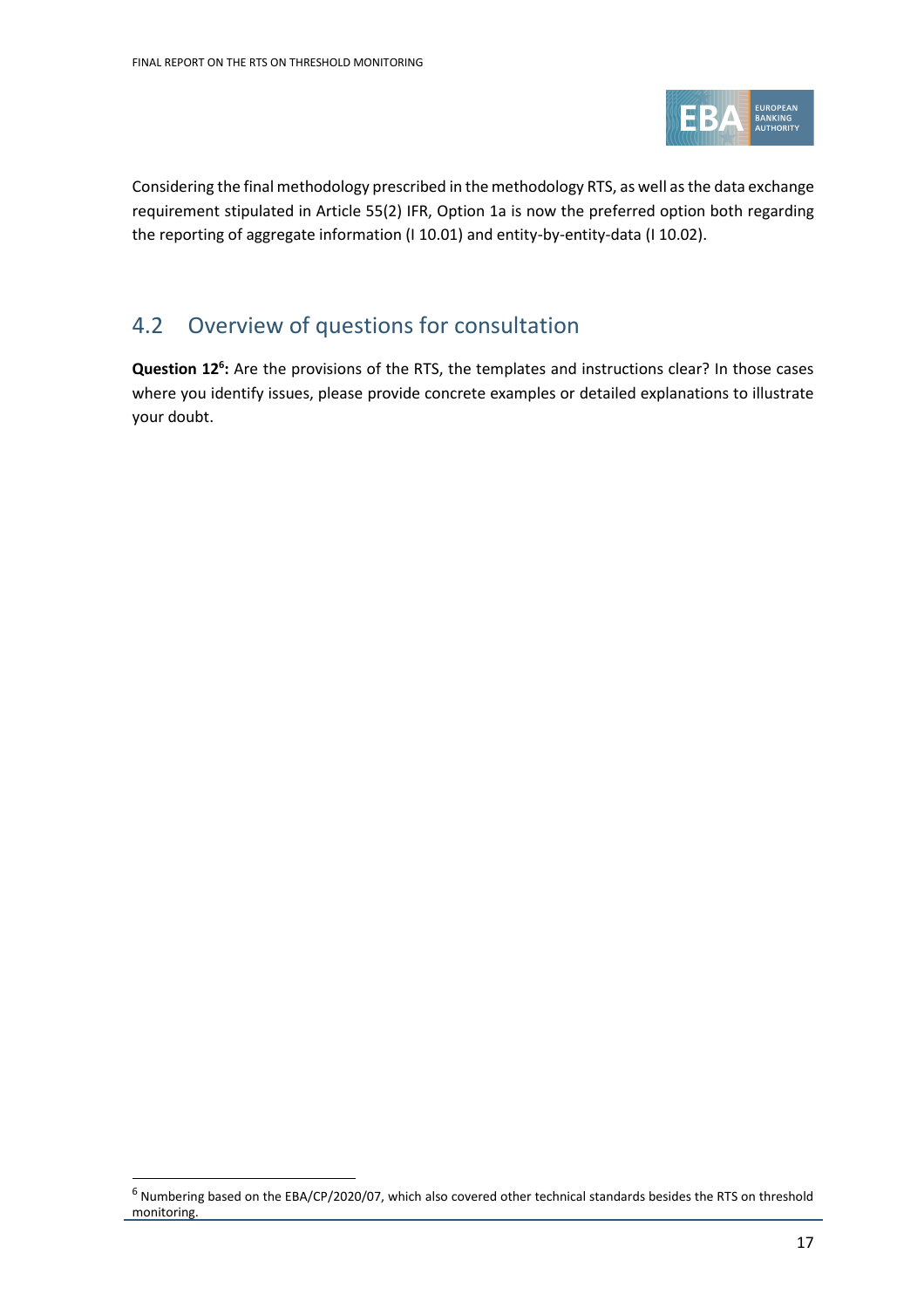Considering the final methodology prescribed in the methodology RTS, as well as the data exchange requirement stipulated in Article 55(2) IFR, Option 1a is now the preferred option both regarding the reporting of aggregate information (I 10.01) and entity-by-entity-data (I 10.02).

## 4.2 Overview of questions for consultation

**Question 12[6]:** Are the provisions of the RTS, the templates and instructions clear? In those cases where you identify issues, please provide concrete examples or detailed explanations to illustrate your doubt.

[6] Numbering based on the EBA/CP/2020/07, which also covered other technical standards besides the RTS on threshold monitoring.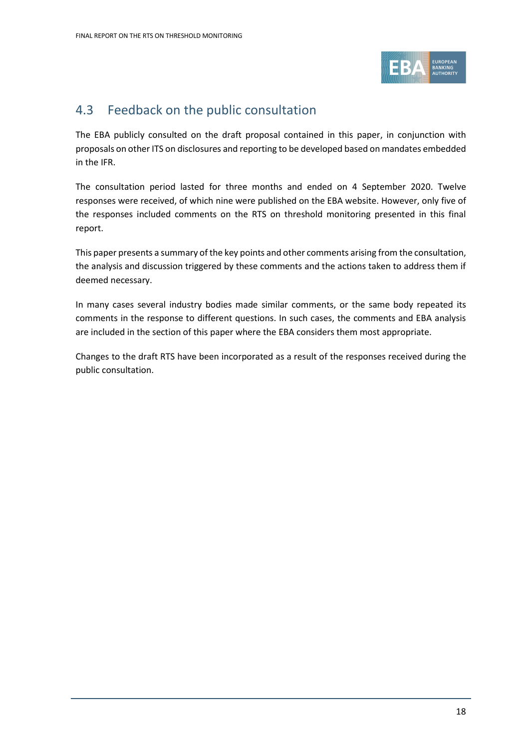## 4.3 Feedback on the public consultation

The EBA publicly consulted on the draft proposal contained in this paper, in conjunction with proposals on other ITS on disclosures and reporting to be developed based on mandates embedded in the IFR.

The consultation period lasted for three months and ended on 4 September 2020. Twelve responses were received, of which nine were published on the EBA website. However, only five of the responses included comments on the RTS on threshold monitoring presented in this final report.

This paper presents a summary of the key points and other comments arising from the consultation, the analysis and discussion triggered by these comments and the actions taken to address them if deemed necessary.

In many cases several industry bodies made similar comments, or the same body repeated its comments in the response to different questions. In such cases, the comments and EBA analysis are included in the section of this paper where the EBA considers them most appropriate.

Changes to the draft RTS have been incorporated as a result of the responses received during the public consultation.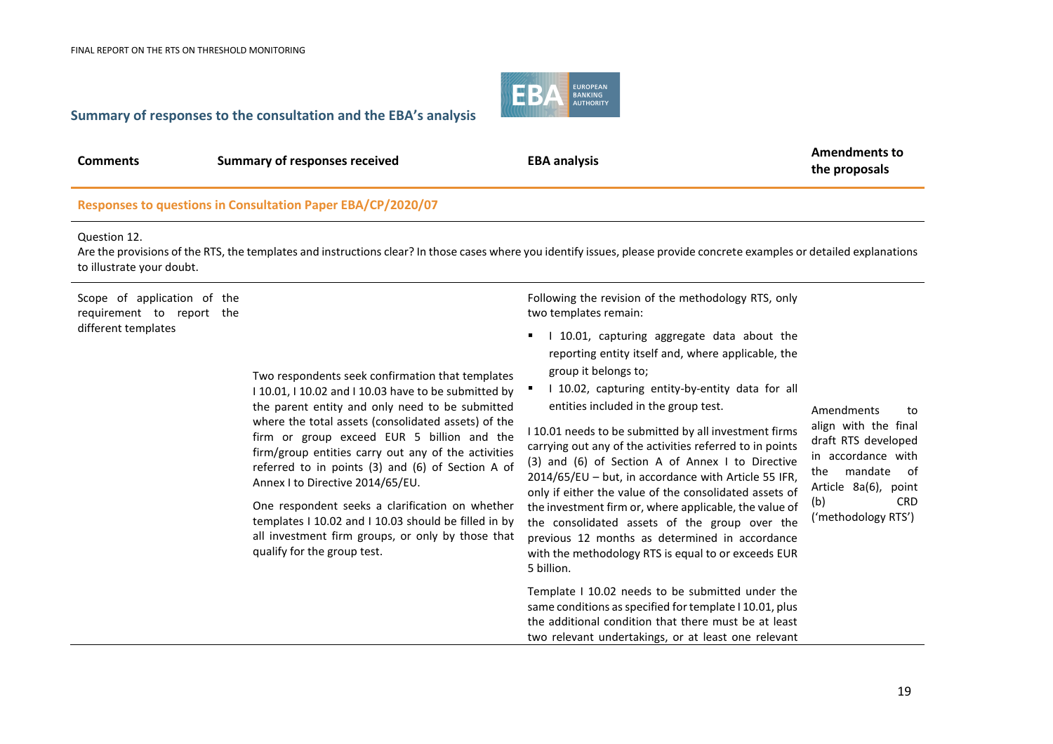## Summary of responses to the consultation and the EBA's analysis

| Comments | Summary of responses received | EBA analysis | Amendments to the proposals |
|---|---|---|---|
| **Responses to questions in Consultation Paper EBA/CP/2020/07** | | | |
| Question 12. Are the provisions of the RTS, the templates and instructions clear? In those cases where you identify issues, please provide concrete examples or detailed explanations to illustrate your doubt. | | | |
| Scope of application of the requirement to report the different templates | Two respondents seek confirmation that templates I 10.01, I 10.02 and I 10.03 have to be submitted by the parent entity and only need to be submitted where the total assets (consolidated assets) of the firm or group exceed EUR 5 billion and the firm/group entities carry out any of the activities referred to in points (3) and (6) of Section A of Annex I to Directive 2014/65/EU.<br><br>One respondent seeks a clarification on whether templates I 10.02 and I 10.03 should be filled in by all investment firm groups, or only by those that qualify for the group test. | Following the revision of the methodology RTS, only two templates remain:<br><br>▪ I 10.01, capturing aggregate data about the reporting entity itself and, where applicable, the group it belongs to;<br>▪ I 10.02, capturing entity-by-entity data for all entities included in the group test.<br><br>I 10.01 needs to be submitted by all investment firms carrying out any of the activities referred to in points (3) and (6) of Section A of Annex I to Directive 2014/65/EU – but, in accordance with Article 55 IFR, only if either the value of the consolidated assets of the investment firm or, where applicable, the value of the consolidated assets of the group over the previous 12 months as determined in accordance with the methodology RTS is equal to or exceeds EUR 5 billion.<br><br>Template I 10.02 needs to be submitted under the same conditions as specified for template I 10.01, plus the additional condition that there must be at least two relevant undertakings, or at least one relevant | Amendments to align with the final draft RTS developed in accordance with the mandate of Article 8a(6), point (b) CRD ('methodology RTS') |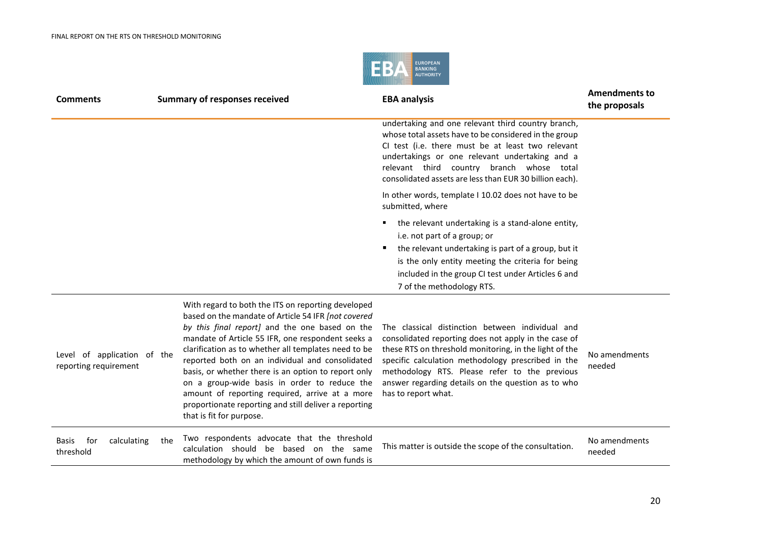| Comments | Summary of responses received | EBA analysis | Amendments to the proposals |
|---|---|---|---|
| | | undertaking and one relevant third country branch, whose total assets have to be considered in the group CI test (i.e. there must be at least two relevant undertakings or one relevant undertaking and a relevant third country branch whose total consolidated assets are less than EUR 30 billion each).<br><br>In other words, template I 10.02 does not have to be submitted, where<br><br>▪ the relevant undertaking is a stand-alone entity, i.e. not part of a group; or<br>▪ the relevant undertaking is part of a group, but it is the only entity meeting the criteria for being included in the group CI test under Articles 6 and 7 of the methodology RTS. | |
| Level of application of the reporting requirement | With regard to both the ITS on reporting developed based on the mandate of Article 54 IFR *[not covered by this final report]* and the one based on the mandate of Article 55 IFR, one respondent seeks a clarification as to whether all templates need to be reported both on an individual and consolidated basis, or whether there is an option to report only on a group-wide basis in order to reduce the amount of reporting required, arrive at a more proportionate reporting and still deliver a reporting that is fit for purpose. | The classical distinction between individual and consolidated reporting does not apply in the case of these RTS on threshold monitoring, in the light of the specific calculation methodology prescribed in the methodology RTS. Please refer to the previous answer regarding details on the question as to who has to report what. | No amendments needed |
| Basis for calculating the threshold | Two respondents advocate that the threshold calculation should be based on the same methodology by which the amount of own funds is | This matter is outside the scope of the consultation. | No amendments needed |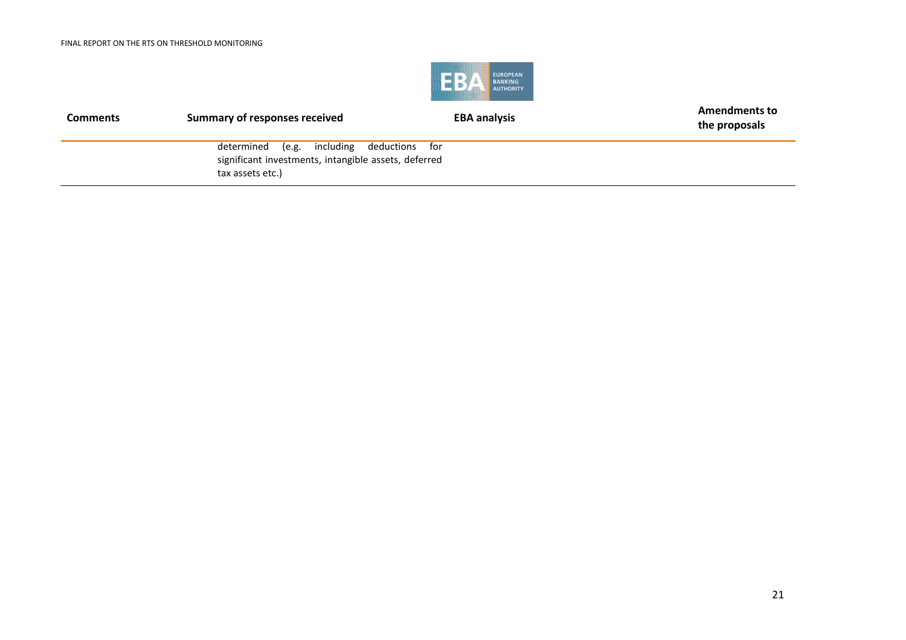| Comments | Summary of responses received | EBA analysis | Amendments to the proposals |
|---|---|---|---|
| | determined (e.g. including deductions for significant investments, intangible assets, deferred tax assets etc.) | | |